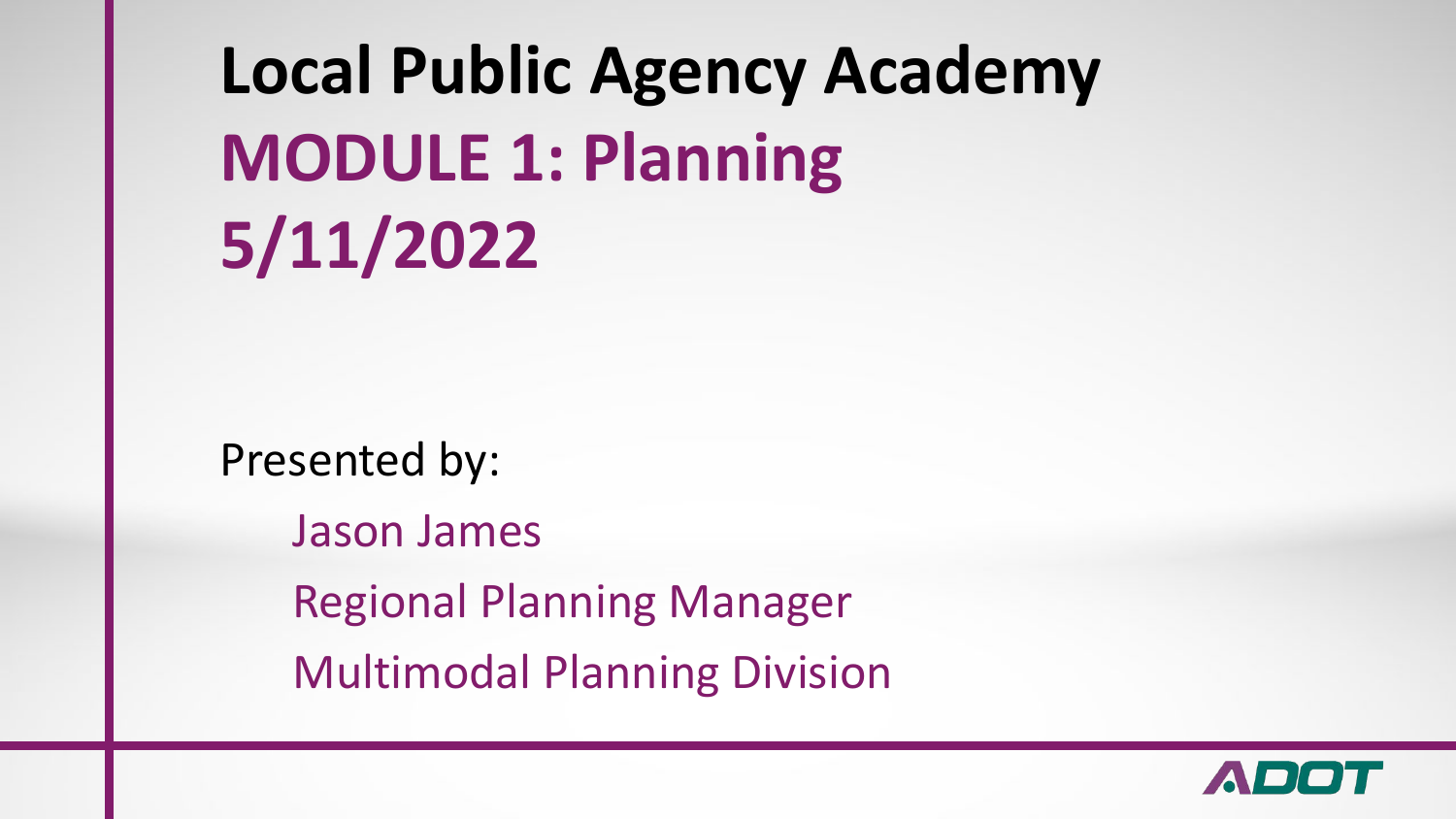# Local Public Agency Academy

## MODULE 1: Planning

## 5/11/2022

Presented by:

Jason James

Regional Planning Manager

Multimodal Planning Division

ADOT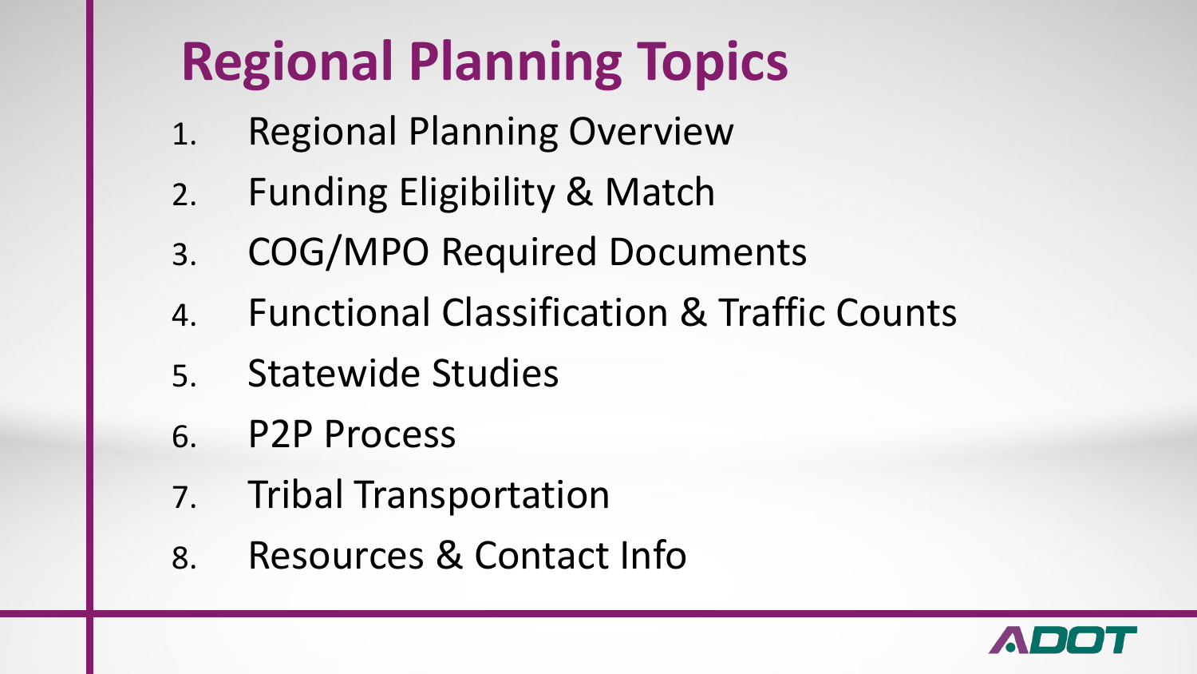# Regional Planning Topics

1. Regional Planning Overview
2. Funding Eligibility & Match
3. COG/MPO Required Documents
4. Functional Classification & Traffic Counts
5. Statewide Studies
6. P2P Process
7. Tribal Transportation
8. Resources & Contact Info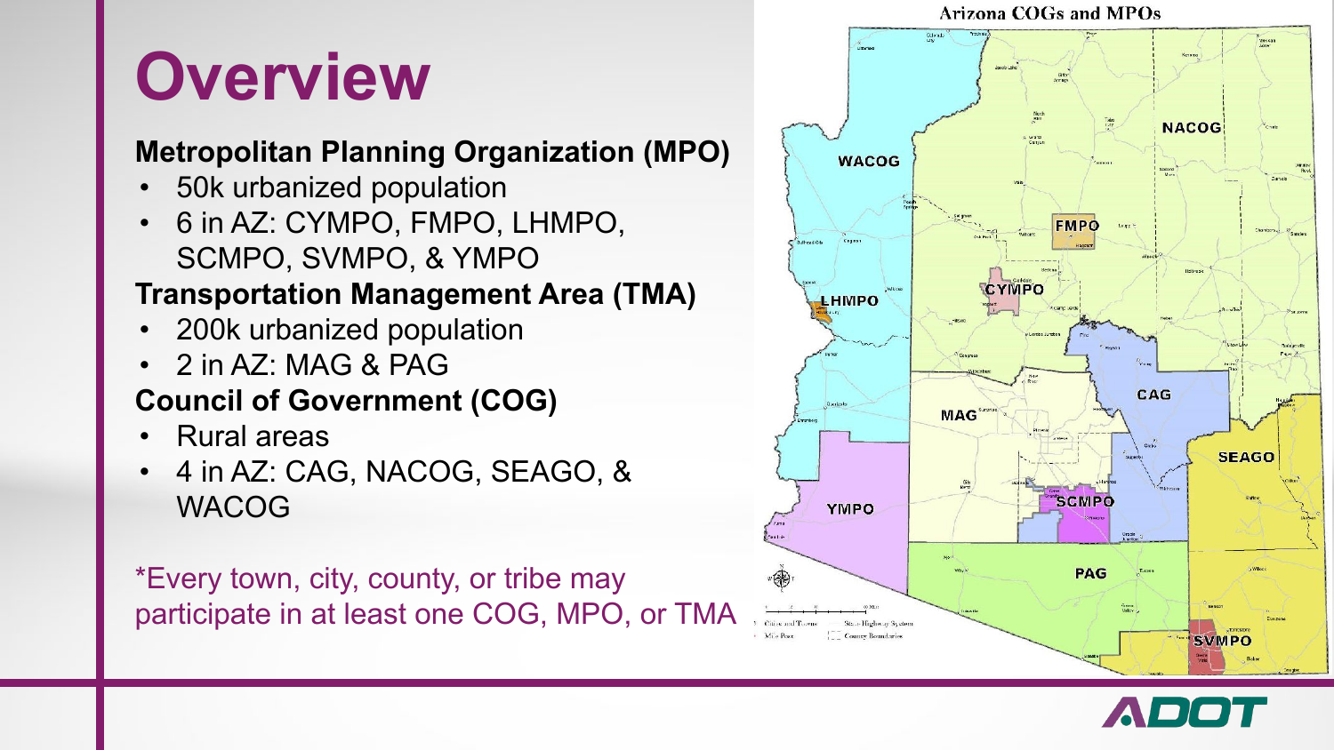# Overview

**Metropolitan Planning Organization (MPO)**

- 50k urbanized population
- 6 in AZ: CYMPO, FMPO, LHMPO, SCMPO, SVMPO, & YMPO

**Transportation Management Area (TMA)**

- 200k urbanized population
- 2 in AZ: MAG & PAG

**Council of Government (COG)**

- Rural areas
- 4 in AZ: CAG, NACOG, SEAGO, & WACOG

*Every town, city, county, or tribe may participate in at least one COG, MPO, or TMA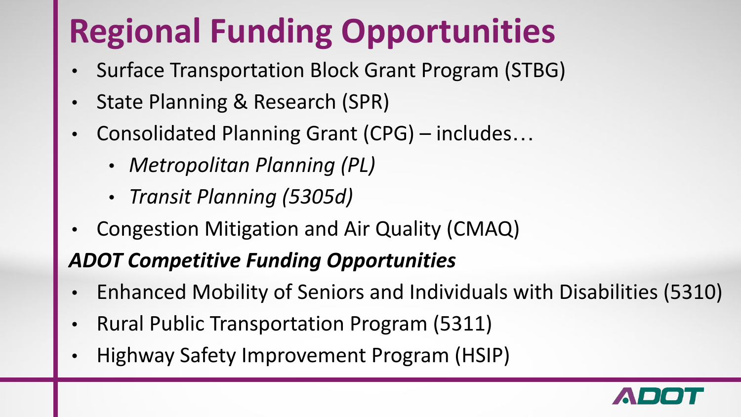# Regional Funding Opportunities

- Surface Transportation Block Grant Program (STBG)
- State Planning & Research (SPR)
- Consolidated Planning Grant (CPG) – includes…
  - *Metropolitan Planning (PL)*
  - *Transit Planning (5305d)*
- Congestion Mitigation and Air Quality (CMAQ)

***ADOT Competitive Funding Opportunities***

- Enhanced Mobility of Seniors and Individuals with Disabilities (5310)
- Rural Public Transportation Program (5311)
- Highway Safety Improvement Program (HSIP)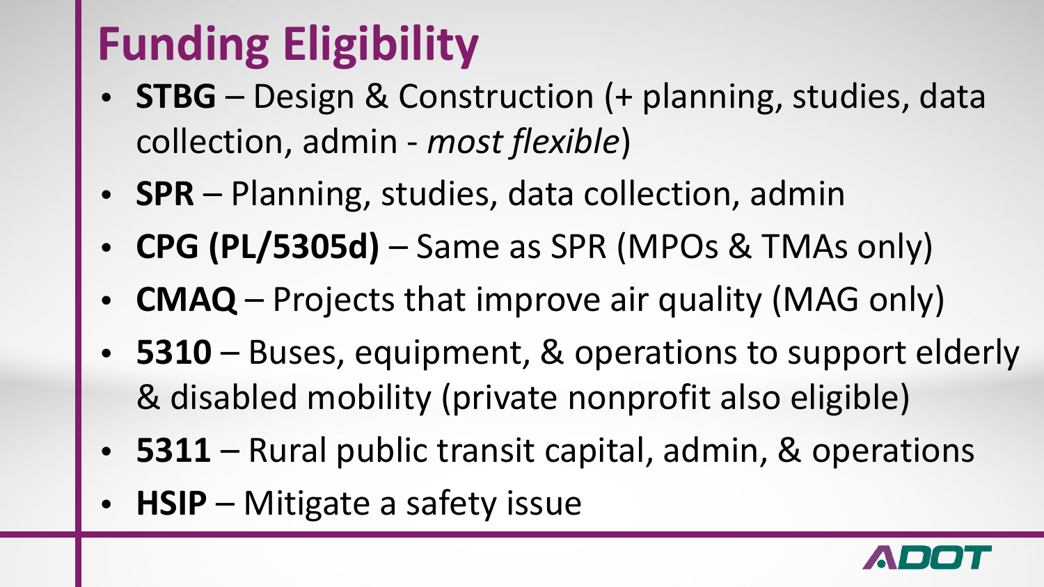# Funding Eligibility

- **STBG** – Design & Construction (+ planning, studies, data collection, admin - *most flexible*)
- **SPR** – Planning, studies, data collection, admin
- **CPG (PL/5305d)** – Same as SPR (MPOs & TMAs only)
- **CMAQ** – Projects that improve air quality (MAG only)
- **5310** – Buses, equipment, & operations to support elderly & disabled mobility (private nonprofit also eligible)
- **5311** – Rural public transit capital, admin, & operations
- **HSIP** – Mitigate a safety issue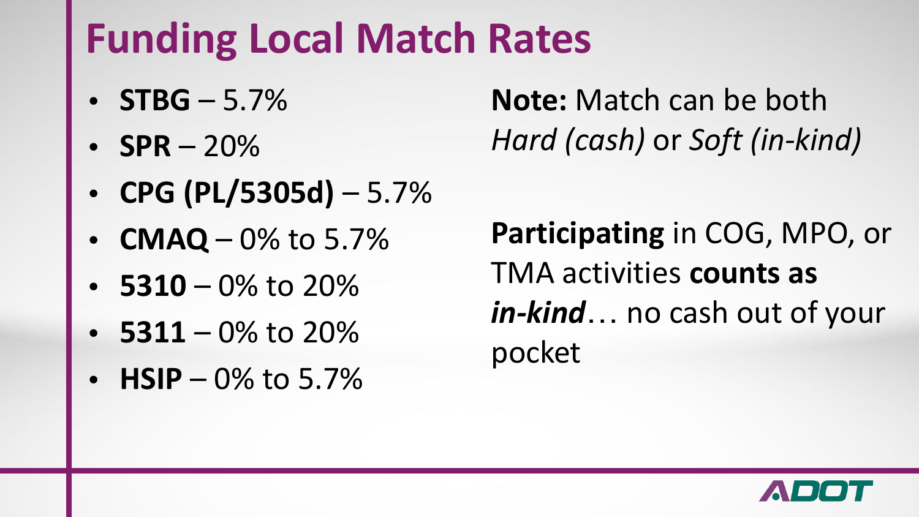# Funding Local Match Rates

- **STBG** – 5.7%
- **SPR** – 20%
- **CPG (PL/5305d)** – 5.7%
- **CMAQ** – 0% to 5.7%
- **5310** – 0% to 20%
- **5311** – 0% to 20%
- **HSIP** – 0% to 5.7%

**Note:** Match can be both *Hard (cash)* or *Soft (in-kind)*

**Participating** in COG, MPO, or TMA activities **counts as** ***in-kind***… no cash out of your pocket

ADOT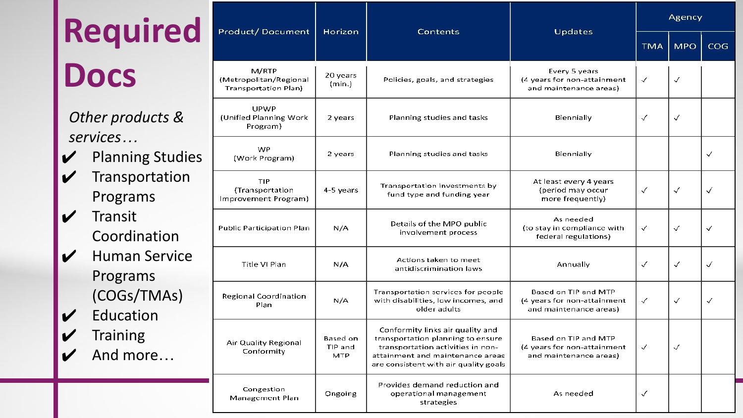# Required Docs

*Other products & services…*

- ✔ Planning Studies
- ✔ Transportation Programs
- ✔ Transit Coordination
- ✔ Human Service Programs (COGs/TMAs)
- ✔ Education
- ✔ Training
- ✔ And more…

| Product/ Document | Horizon | Contents | Updates | Agency | | |
|---|---|---|---|---|---|---|
| | | | | TMA | MPO | COG |
| M/RTP (Metropolitan/Regional Transportation Plan) | 20 years (min.) | Policies, goals, and strategies | Every 5 years (4 years for non-attainment and maintenance areas) | ✓ | ✓ | |
| UPWP (Unified Planning Work Program) | 2 years | Planning studies and tasks | Biennially | ✓ | ✓ | |
| WP (Work Program) | 2 years | Planning studies and tasks | Biennially | | | ✓ |
| TIP (Transportation Improvement Program) | 4-5 years | Transportation investments by fund type and funding year | At least every 4 years (period may occur more frequently) | ✓ | ✓ | ✓ |
| Public Participation Plan | N/A | Details of the MPO public involvement process | As needed (to stay in compliance with federal regulations) | ✓ | ✓ | ✓ |
| Title VI Plan | N/A | Actions taken to meet antidiscrimination laws | Annually | ✓ | ✓ | ✓ |
| Regional Coordination Plan | N/A | Transportation services for people with disabilities, low incomes, and older adults | Based on TIP and MTP (4 years for non-attainment and maintenance areas) | ✓ | ✓ | ✓ |
| Air Quality Regional Conformity | Based on TIP and MTP | Conformity links air quality and transportation planning to ensure transportation activities in non-attainment and maintenance areas are consistent with air quality goals | Based on TIP and MTP (4 years for non-attainment and maintenance areas) | ✓ | ✓ | |
| Congestion Management Plan | Ongoing | Provides demand reduction and operational management strategies | As needed | ✓ | | |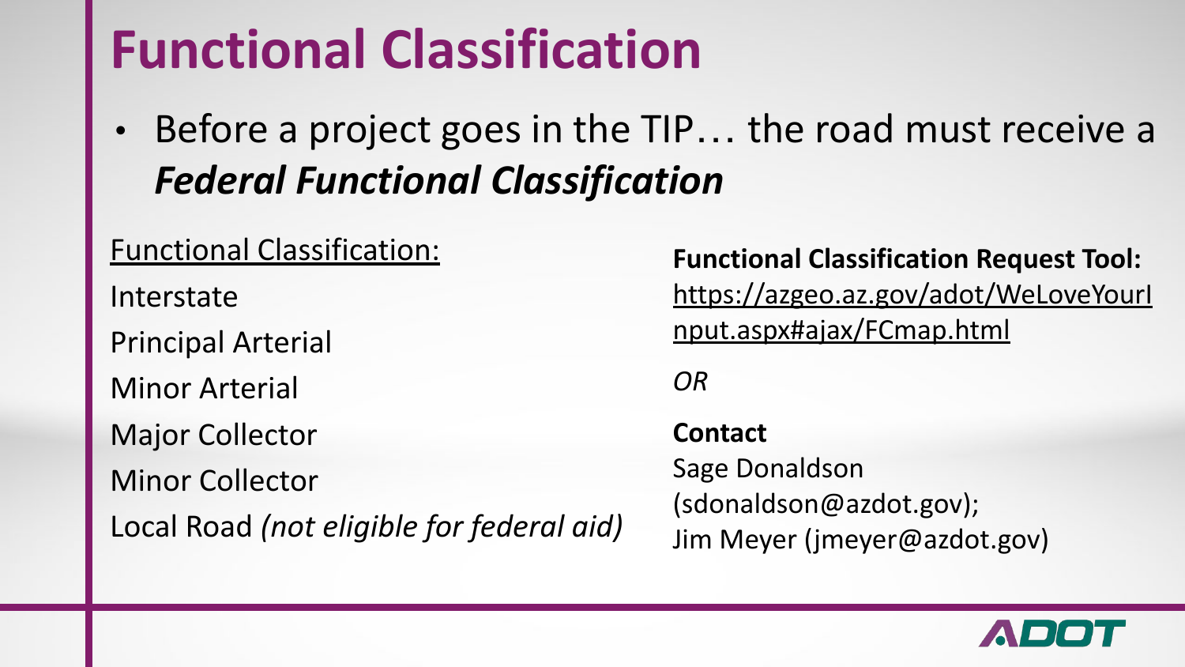# Functional Classification

- Before a project goes in the TIP… the road must receive a ***Federal Functional Classification***

Functional Classification:

Interstate

Principal Arterial

Minor Arterial

Major Collector

Minor Collector

Local Road *(not eligible for federal aid)*

**Functional Classification Request Tool:**
https://azgeo.az.gov/adot/WeLoveYourInput.aspx#ajax/FCmap.html

*OR*

**Contact**

Sage Donaldson (sdonaldson@azdot.gov);
Jim Meyer (jmeyer@azdot.gov)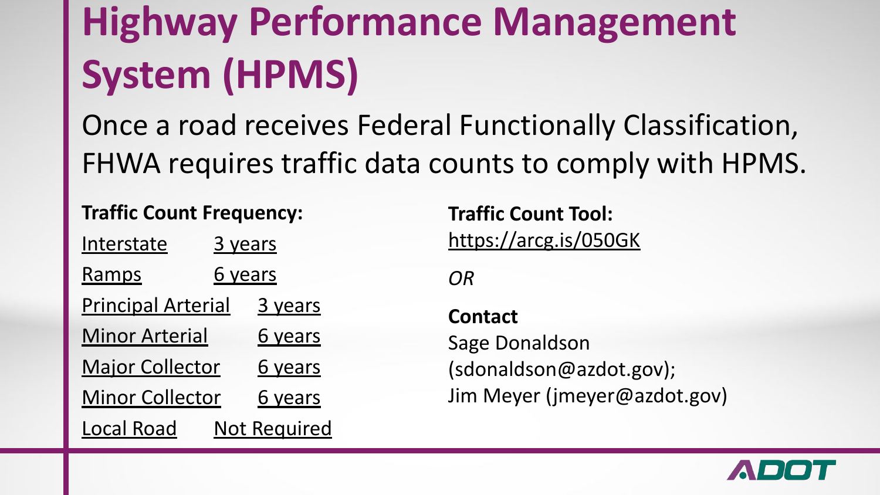# Highway Performance Management System (HPMS)

Once a road receives Federal Functionally Classification, FHWA requires traffic data counts to comply with HPMS.

**Traffic Count Frequency:**

| Road Type | Frequency |
|---|---|
| Interstate | 3 years |
| Ramps | 6 years |
| Principal Arterial | 3 years |
| Minor Arterial | 6 years |
| Major Collector | 6 years |
| Minor Collector | 6 years |
| Local Road | Not Required |

**Traffic Count Tool:**
https://arcg.is/050GK

*OR*

**Contact**
Sage Donaldson (sdonaldson@azdot.gov);
Jim Meyer (jmeyer@azdot.gov)

ADOT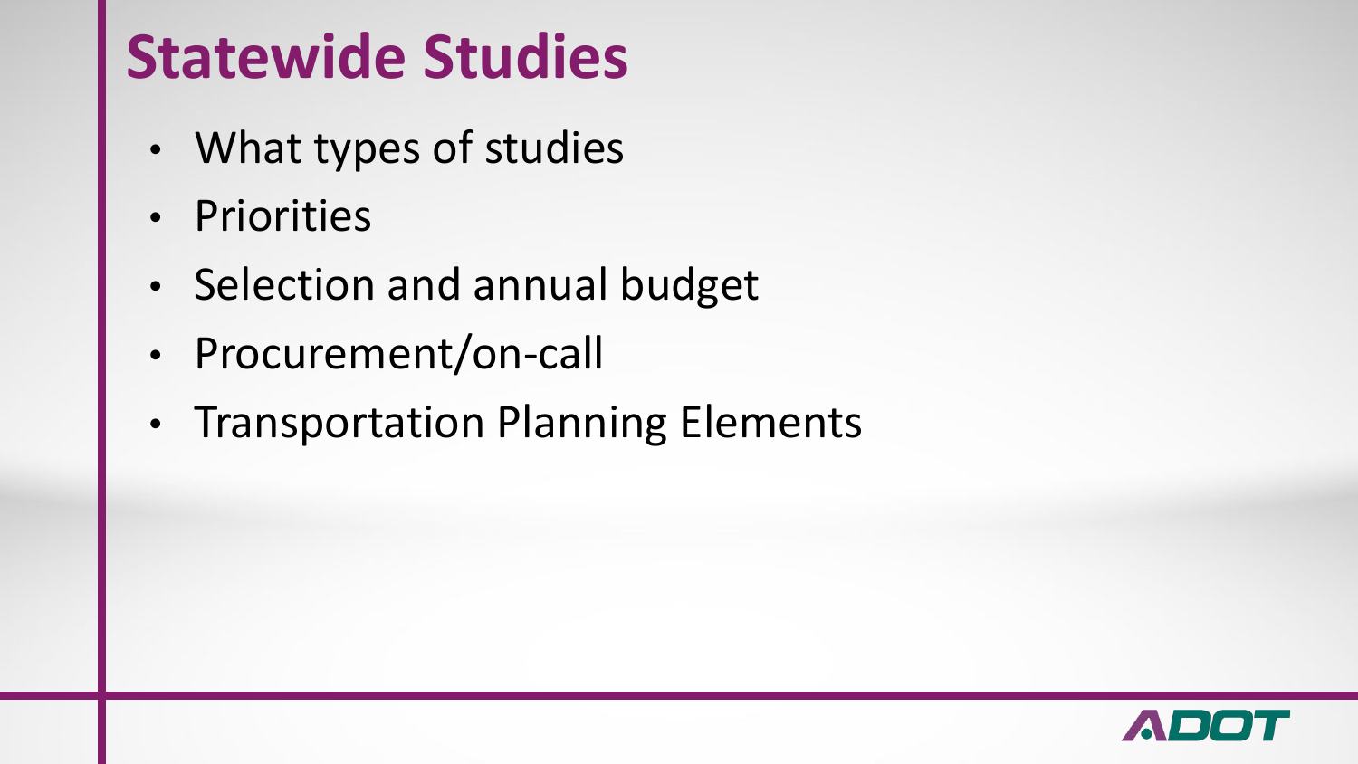# Statewide Studies

- What types of studies
- Priorities
- Selection and annual budget
- Procurement/on-call
- Transportation Planning Elements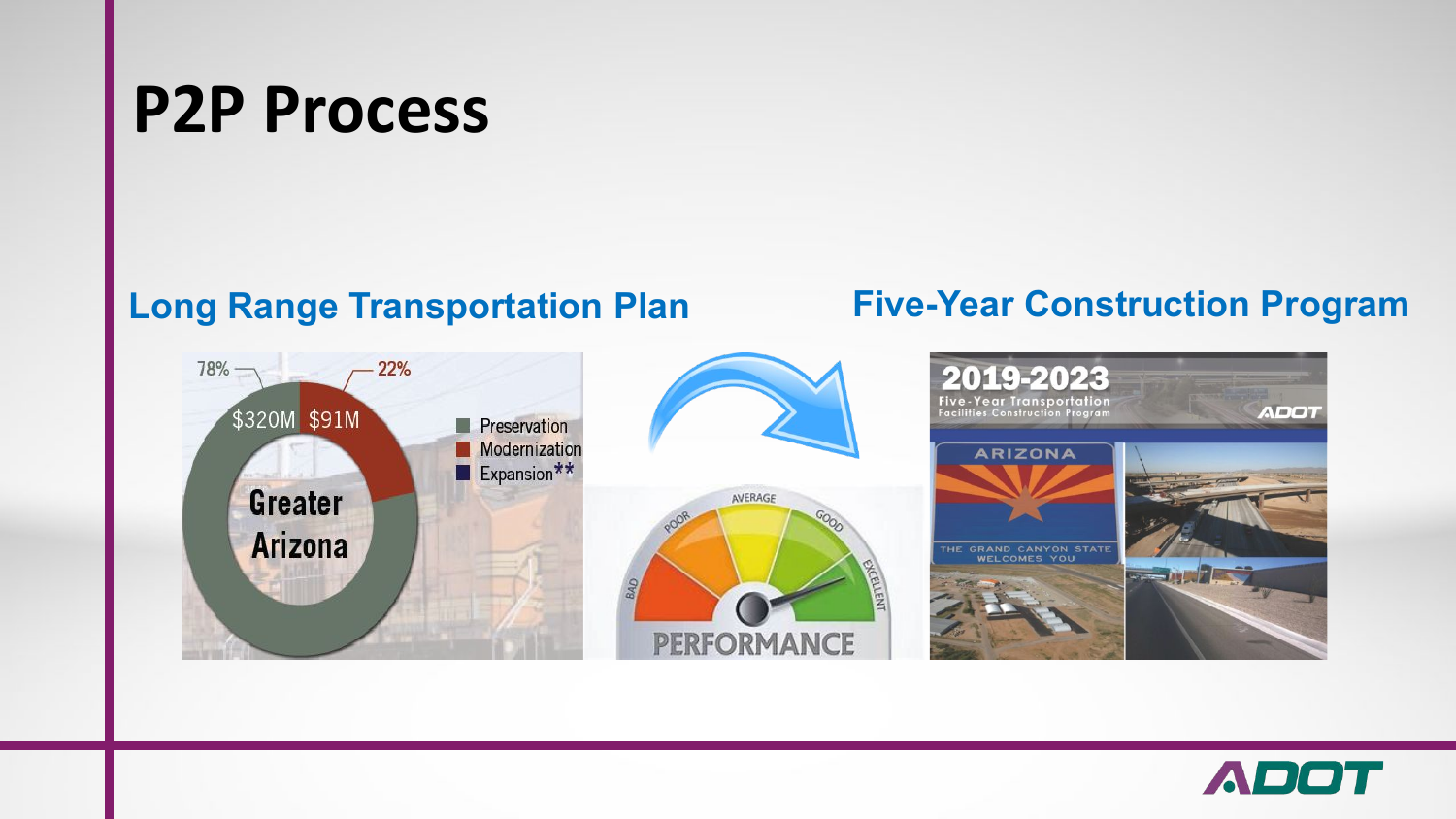# P2P Process

## Long Range Transportation Plan

78%

22%

$320M

$91M

Greater Arizona

- Preservation
- Modernization
- Expansion**

## Five-Year Construction Program

2019-2023

Five-Year Transportation Facilities Construction Program

ADOT

ARIZONA

THE GRAND CANYON STATE WELCOMES YOU

BAD POOR AVERAGE GOOD EXCELLENT

PERFORMANCE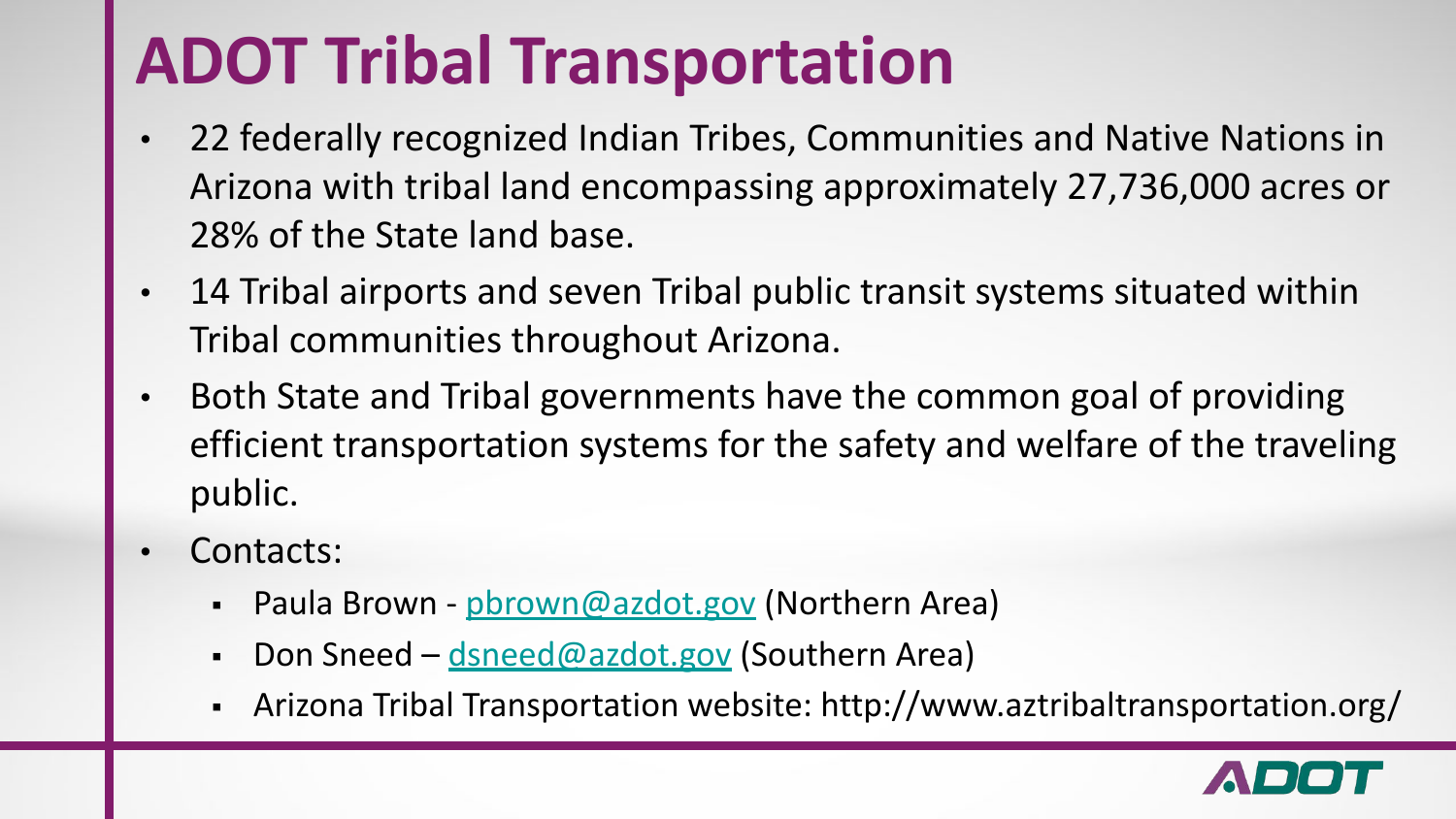# ADOT Tribal Transportation

- 22 federally recognized Indian Tribes, Communities and Native Nations in Arizona with tribal land encompassing approximately 27,736,000 acres or 28% of the State land base.
- 14 Tribal airports and seven Tribal public transit systems situated within Tribal communities throughout Arizona.
- Both State and Tribal governments have the common goal of providing efficient transportation systems for the safety and welfare of the traveling public.
- Contacts:
  - Paula Brown - pbrown@azdot.gov (Northern Area)
  - Don Sneed – dsneed@azdot.gov (Southern Area)
  - Arizona Tribal Transportation website: http://www.aztribaltransportation.org/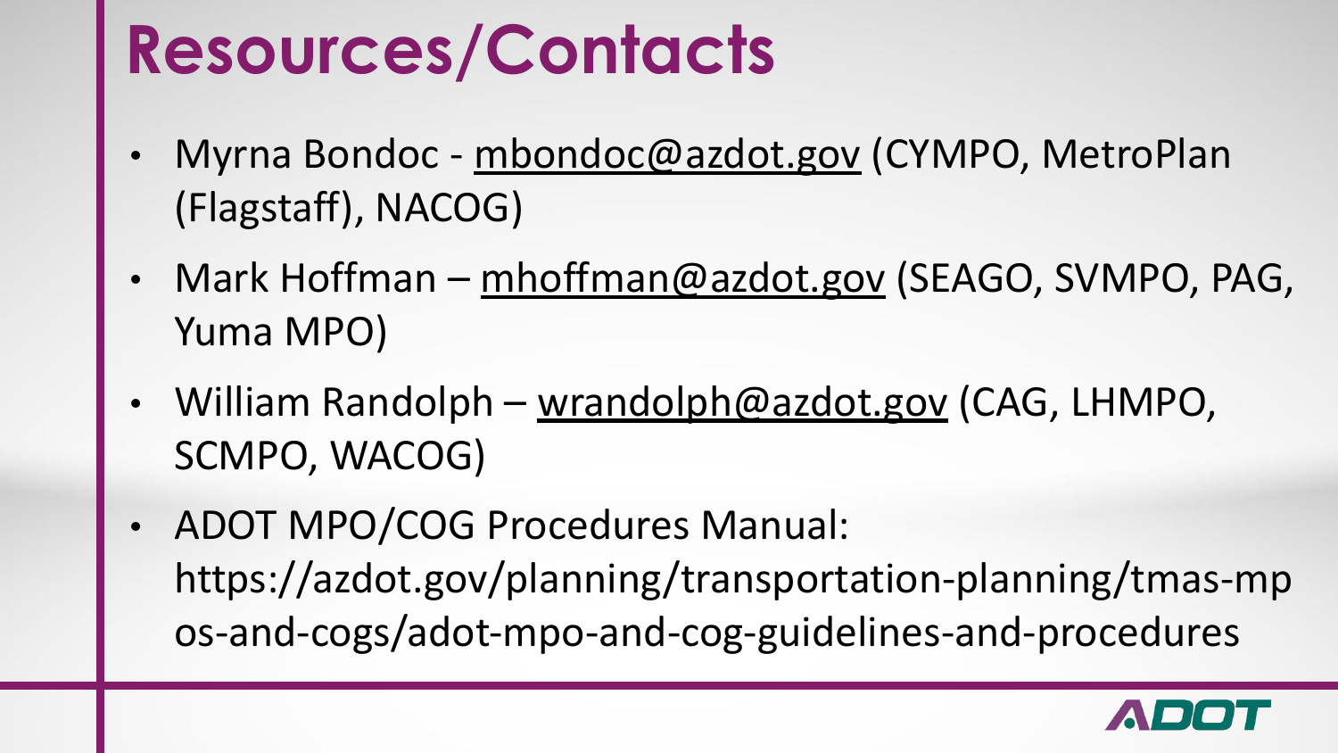# Resources/Contacts

- Myrna Bondoc - mbondoc@azdot.gov (CYMPO, MetroPlan (Flagstaff), NACOG)
- Mark Hoffman – mhoffman@azdot.gov (SEAGO, SVMPO, PAG, Yuma MPO)
- William Randolph – wrandolph@azdot.gov (CAG, LHMPO, SCMPO, WACOG)
- ADOT MPO/COG Procedures Manual: https://azdot.gov/planning/transportation-planning/tmas-mpos-and-cogs/adot-mpo-and-cog-guidelines-and-procedures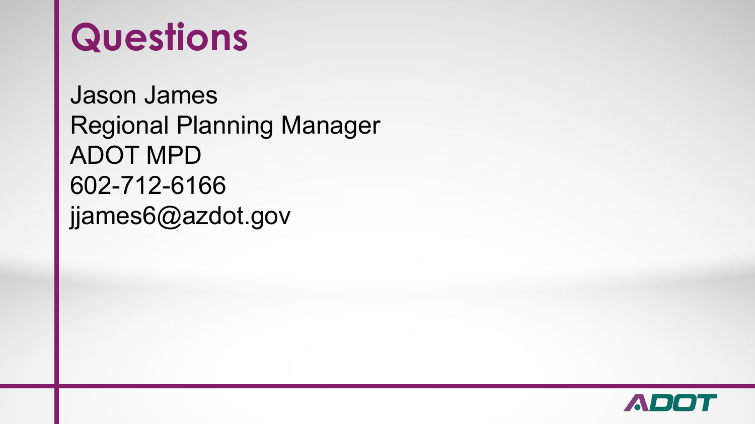# Questions

Jason James
Regional Planning Manager
ADOT MPD
602-712-6166
jjames6@azdot.gov

ADOT